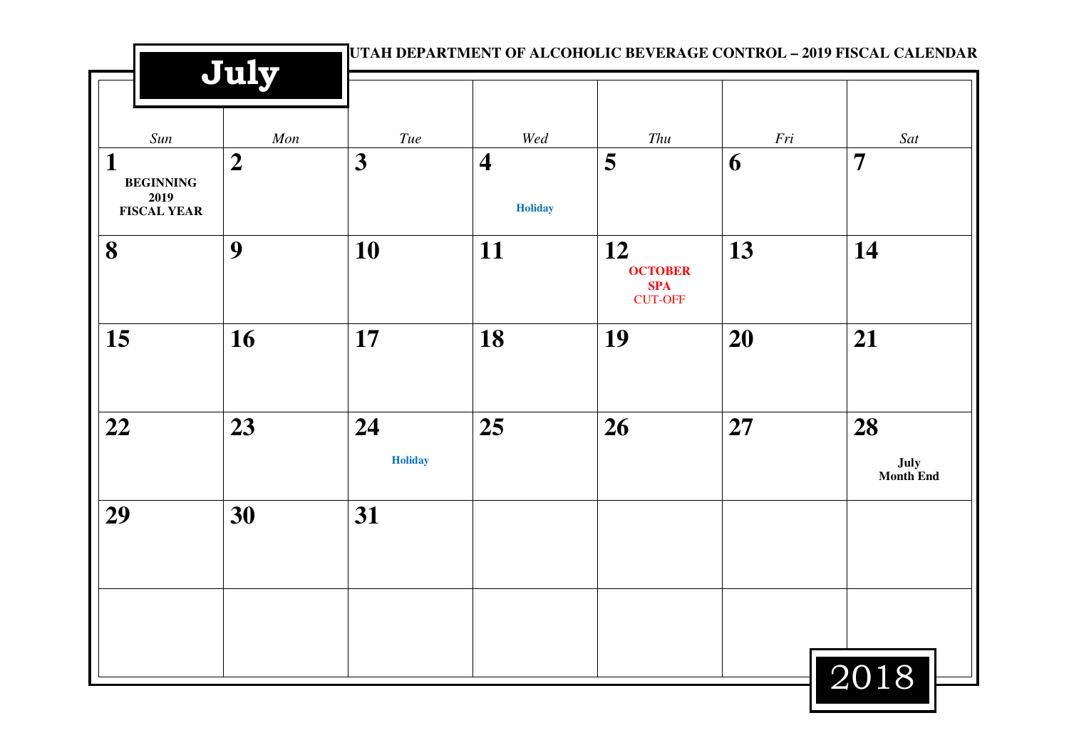# UTAH DEPARTMENT OF ALCOHOLIC BEVERAGE CONTROL – 2019 FISCAL CALENDAR

## July 2018

| Sun | Mon | Tue | Wed | Thu | Fri | Sat |
|---|---|---|---|---|---|---|
| **1** BEGINNING 2019 FISCAL YEAR | **2** | **3** | **4** Holiday | **5** | **6** | **7** |
| **8** | **9** | **10** | **11** | **12** OCTOBER SPA CUT-OFF | **13** | **14** |
| **15** | **16** | **17** | **18** | **19** | **20** | **21** |
| **22** | **23** | **24** Holiday | **25** | **26** | **27** | **28** July Month End |
| **29** | **30** | **31** | | | | |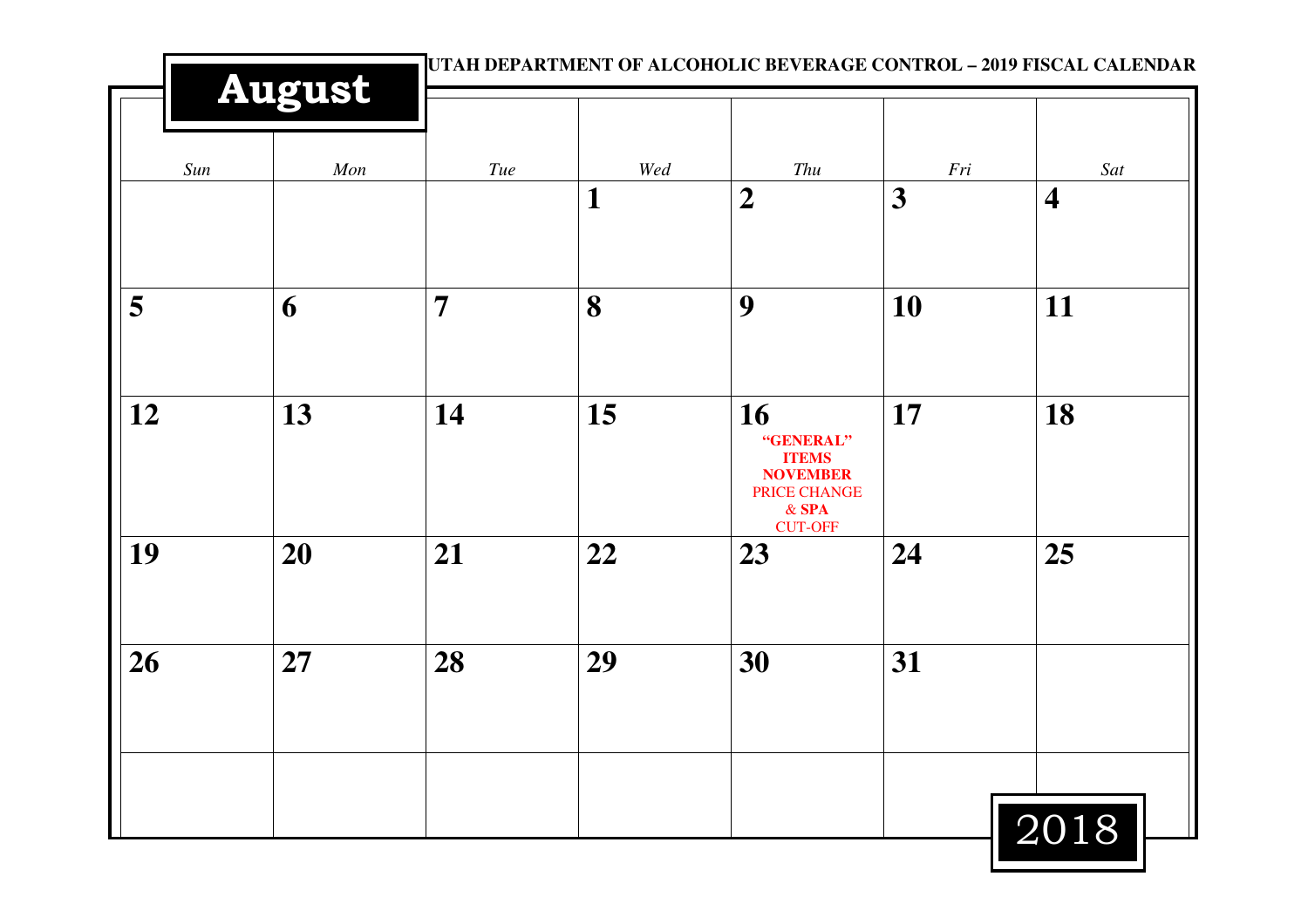UTAH DEPARTMENT OF ALCOHOLIC BEVERAGE CONTROL – 2019 FISCAL CALENDAR

# August

| *Sun* | *Mon* | *Tue* | *Wed* | *Thu* | *Fri* | *Sat* |
|---|---|---|---|---|---|---|
| | | | **1** | **2** | **3** | **4** |
| **5** | **6** | **7** | **8** | **9** | **10** | **11** |
| **12** | **13** | **14** | **15** | **16** **"GENERAL" ITEMS NOVEMBER** PRICE CHANGE & **SPA** CUT-OFF | **17** | **18** |
| **19** | **20** | **21** | **22** | **23** | **24** | **25** |
| **26** | **27** | **28** | **29** | **30** | **31** | |
| | | | | | | |

2018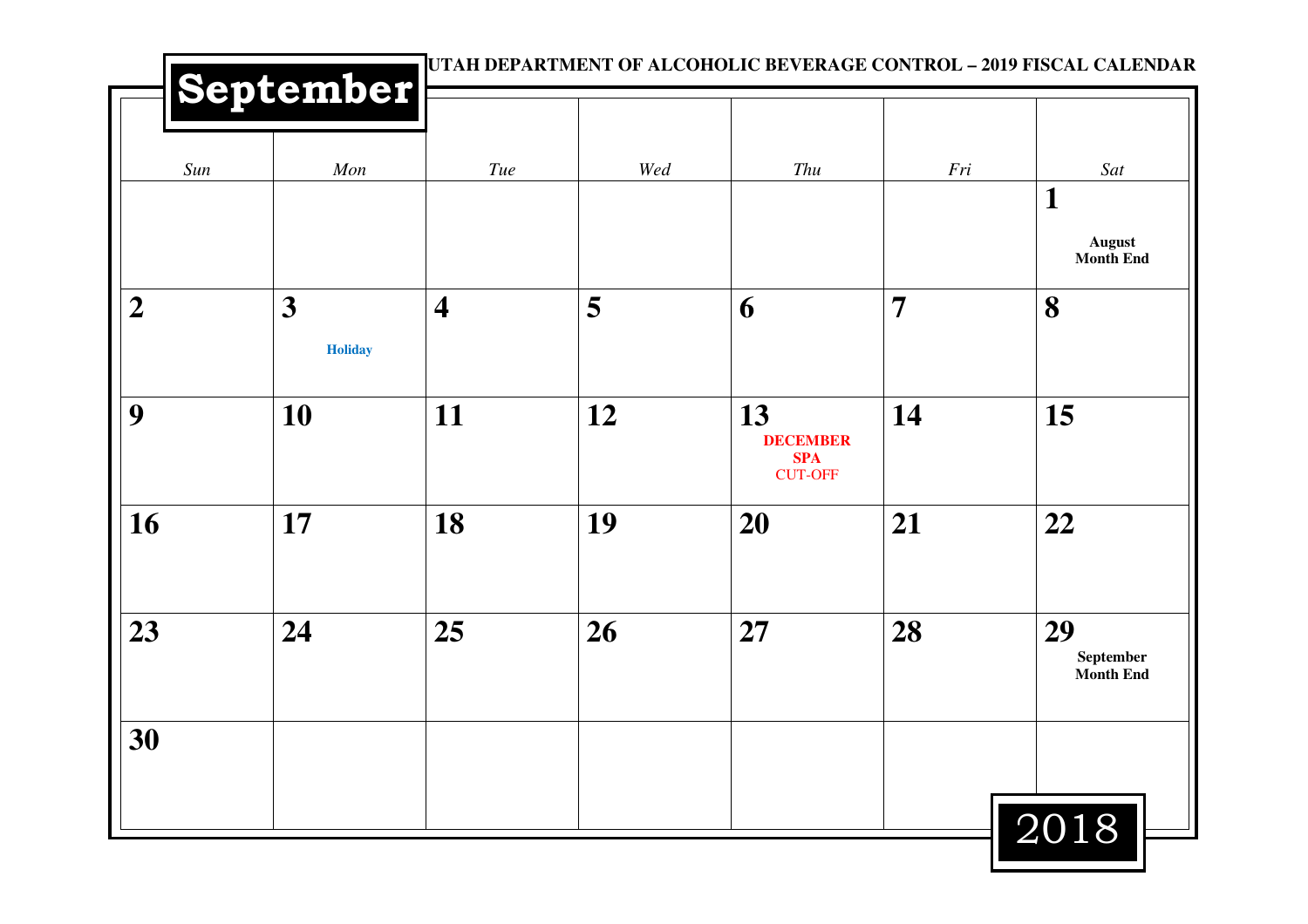UTAH DEPARTMENT OF ALCOHOLIC BEVERAGE CONTROL – 2019 FISCAL CALENDAR

# September 2018

| *Sun* | *Mon* | *Tue* | *Wed* | *Thu* | *Fri* | *Sat* |
|---|---|---|---|---|---|---|
| | | | | | | **1** **August Month End** |
| **2** | **3** **Holiday** | **4** | **5** | **6** | **7** | **8** |
| **9** | **10** | **11** | **12** | **13** **DECEMBER SPA** CUT-OFF | **14** | **15** |
| **16** | **17** | **18** | **19** | **20** | **21** | **22** |
| **23** | **24** | **25** | **26** | **27** | **28** | **29** **September Month End** |
| **30** | | | | | | |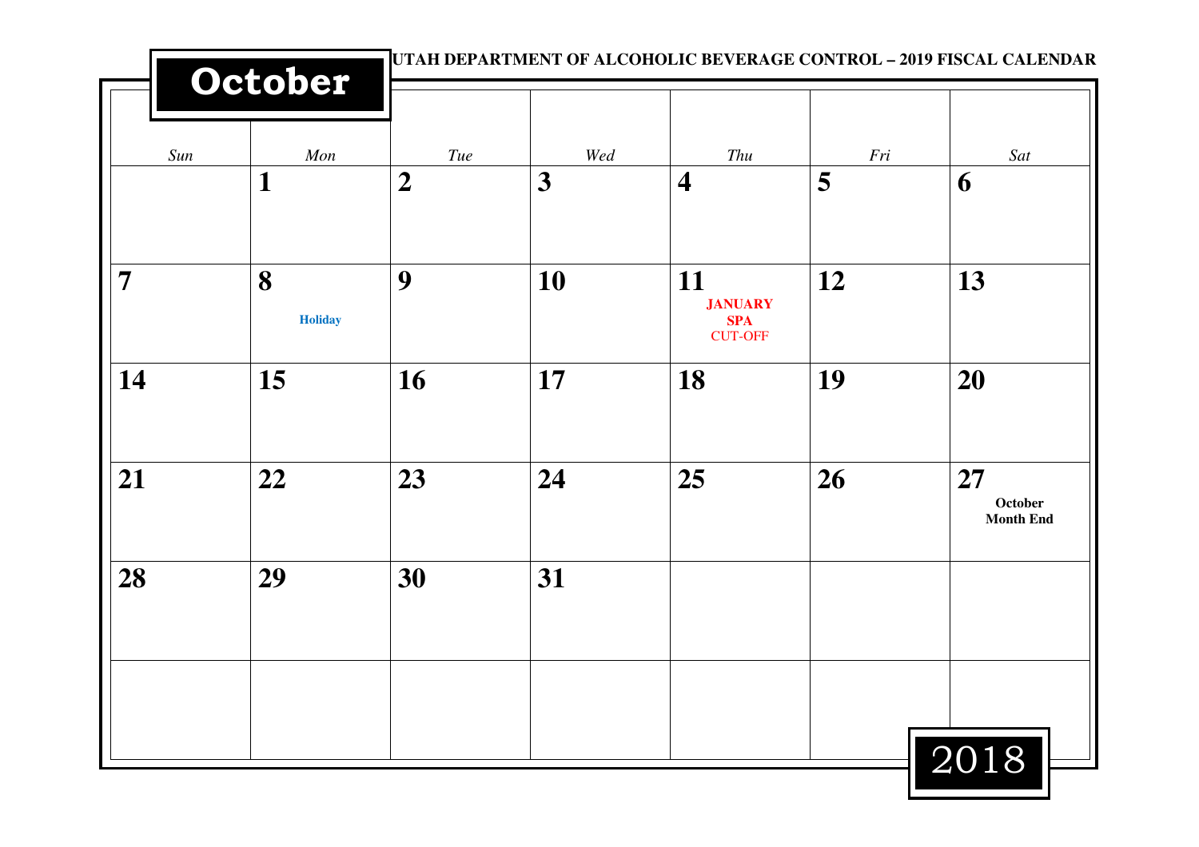UTAH DEPARTMENT OF ALCOHOLIC BEVERAGE CONTROL – 2019 FISCAL CALENDAR

# October 2018

| Sun | Mon | Tue | Wed | Thu | Fri | Sat |
|---|---|---|---|---|---|---|
| | **1** | **2** | **3** | **4** | **5** | **6** |
| **7** | **8** Holiday | **9** | **10** | **11** JANUARY SPA CUT-OFF | **12** | **13** |
| **14** | **15** | **16** | **17** | **18** | **19** | **20** |
| **21** | **22** | **23** | **24** | **25** | **26** | **27** October Month End |
| **28** | **29** | **30** | **31** | | | |
| | | | | | | |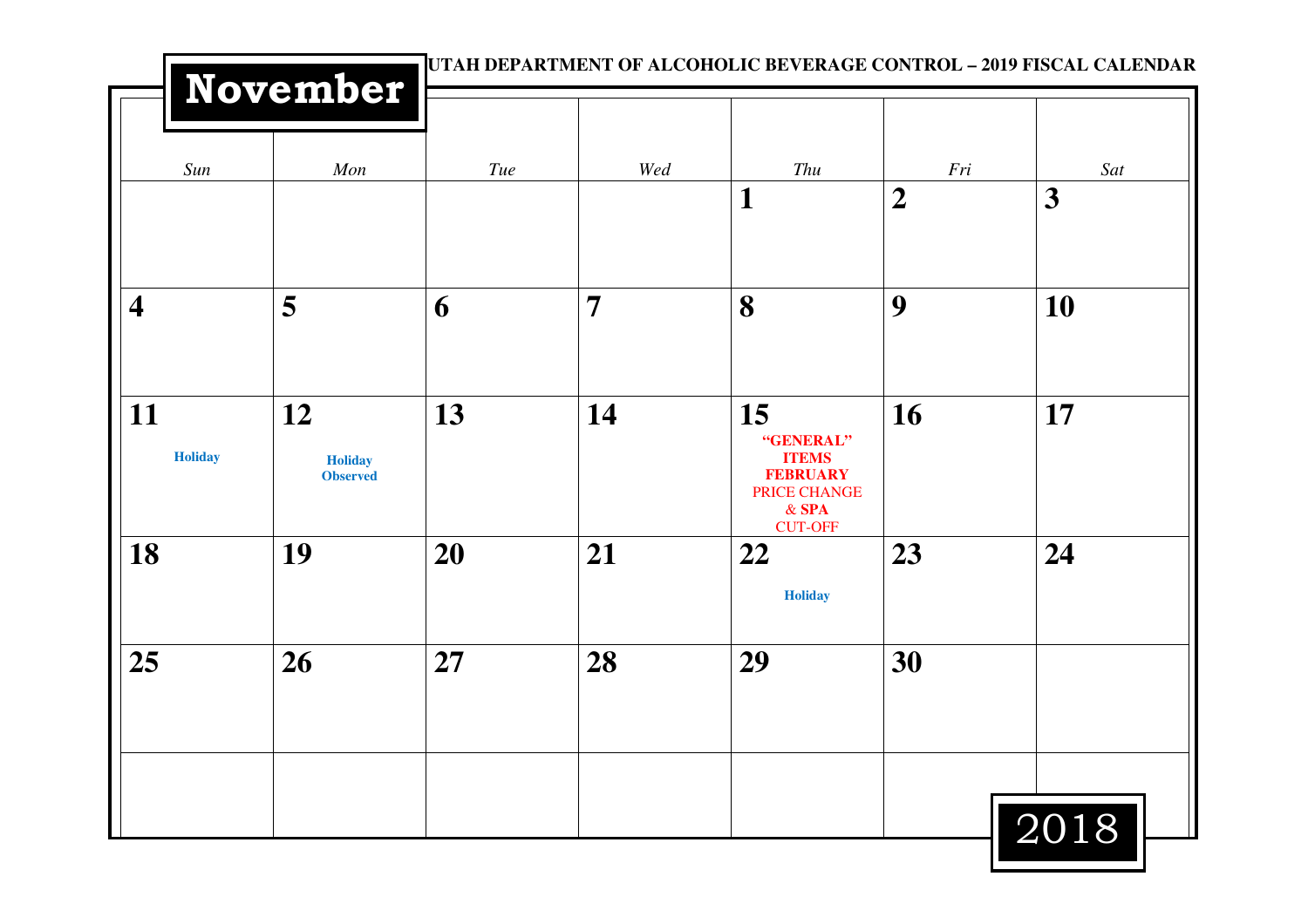**UTAH DEPARTMENT OF ALCOHOLIC BEVERAGE CONTROL – 2019 FISCAL CALENDAR**

# November 2018

| Sun | Mon | Tue | Wed | Thu | Fri | Sat |
|---|---|---|---|---|---|---|
| | | | | **1** | **2** | **3** |
| **4** | **5** | **6** | **7** | **8** | **9** | **10** |
| **11** Holiday | **12** Holiday Observed | **13** | **14** | **15** "GENERAL" ITEMS FEBRUARY PRICE CHANGE & SPA CUT-OFF | **16** | **17** |
| **18** | **19** | **20** | **21** | **22** Holiday | **23** | **24** |
| **25** | **26** | **27** | **28** | **29** | **30** | |
| | | | | | | |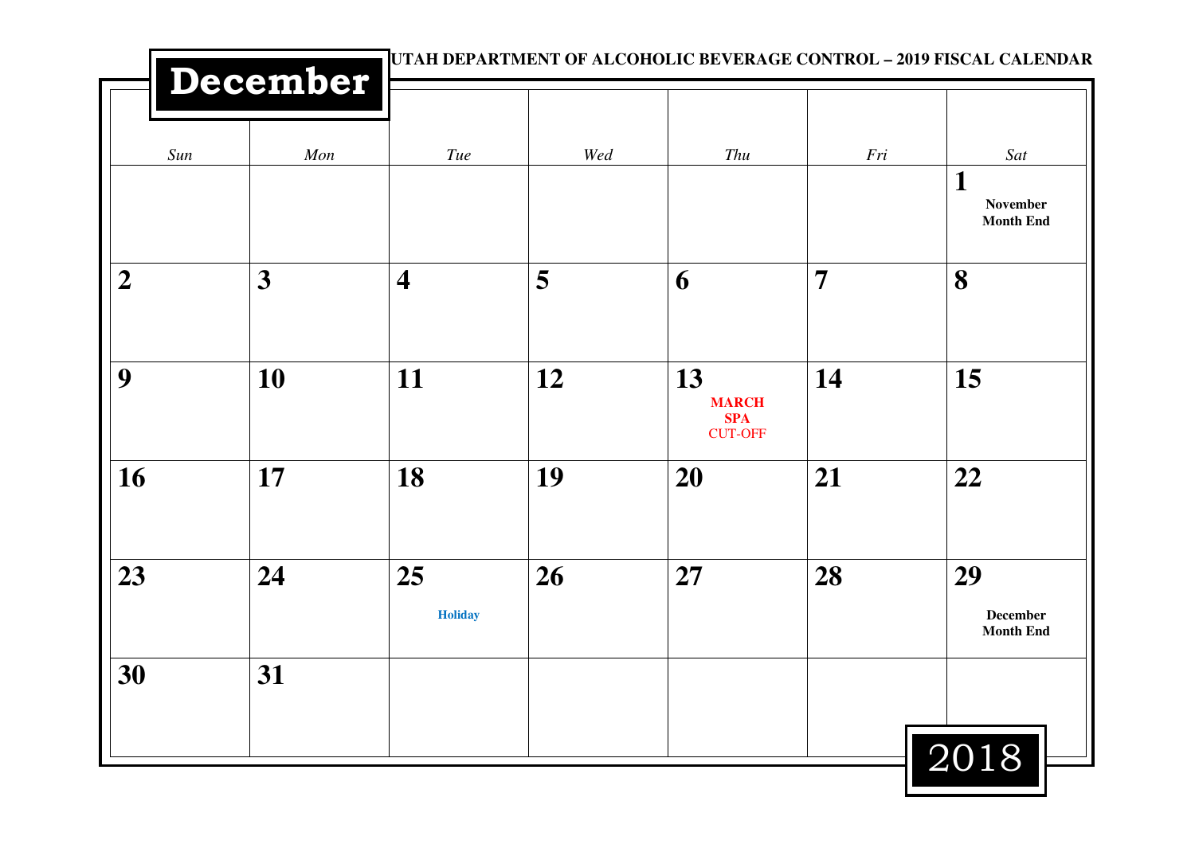# December

UTAH DEPARTMENT OF ALCOHOLIC BEVERAGE CONTROL – 2019 FISCAL CALENDAR

| Sun | Mon | Tue | Wed | Thu | Fri | Sat |
|---|---|---|---|---|---|---|
| | | | | | | **1** November Month End |
| **2** | **3** | **4** | **5** | **6** | **7** | **8** |
| **9** | **10** | **11** | **12** | **13** MARCH SPA CUT-OFF | **14** | **15** |
| **16** | **17** | **18** | **19** | **20** | **21** | **22** |
| **23** | **24** | **25** Holiday | **26** | **27** | **28** | **29** December Month End |
| **30** | **31** | | | | | |

2018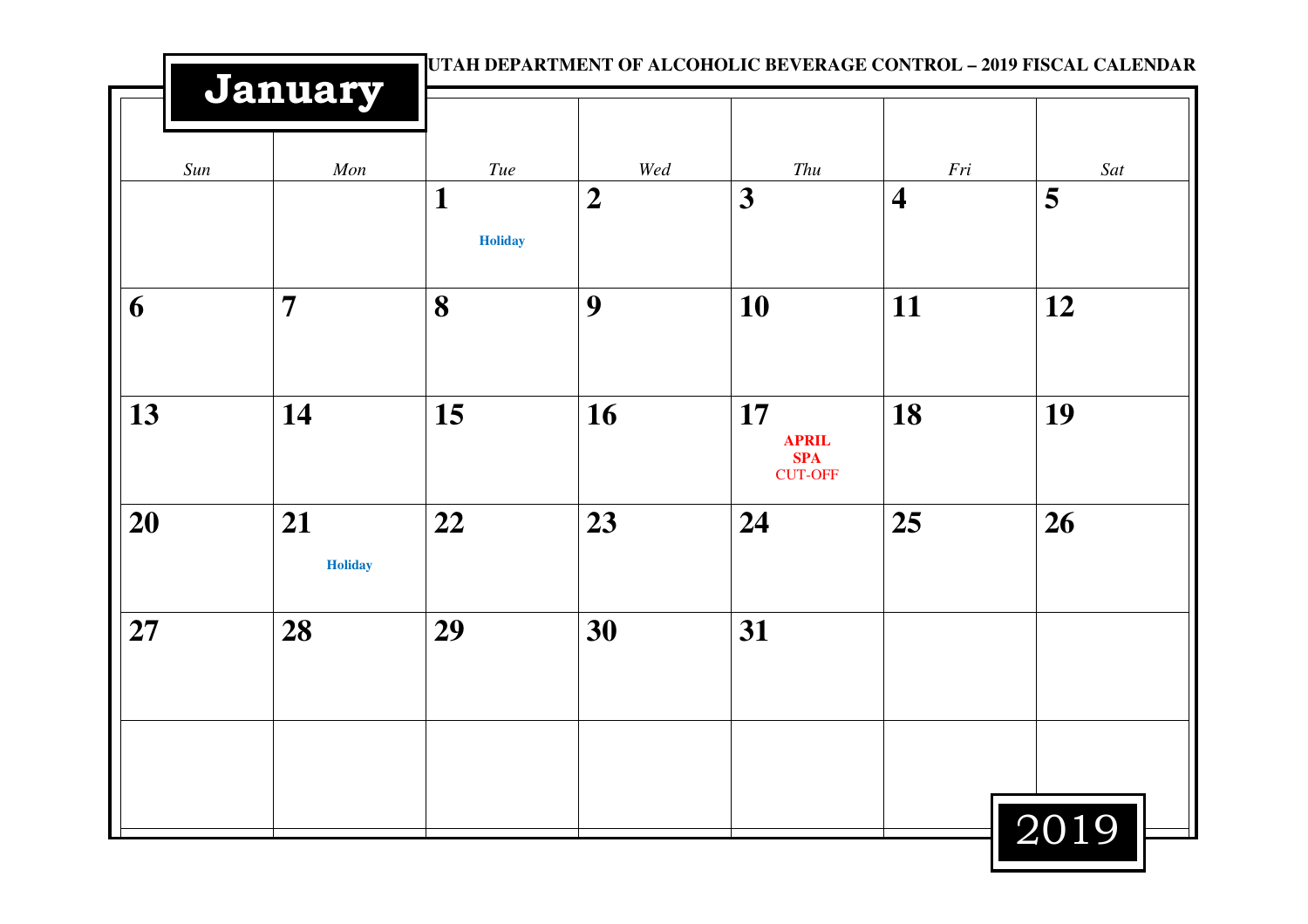UTAH DEPARTMENT OF ALCOHOLIC BEVERAGE CONTROL – 2019 FISCAL CALENDAR

# January

| Sun | Mon | Tue | Wed | Thu | Fri | Sat |
|---|---|---|---|---|---|---|
| | | **1** Holiday | **2** | **3** | **4** | **5** |
| **6** | **7** | **8** | **9** | **10** | **11** | **12** |
| **13** | **14** | **15** | **16** | **17** **APRIL SPA** CUT-OFF | **18** | **19** |
| **20** | **21** Holiday | **22** | **23** | **24** | **25** | **26** |
| **27** | **28** | **29** | **30** | **31** | | |
| | | | | | | |

2019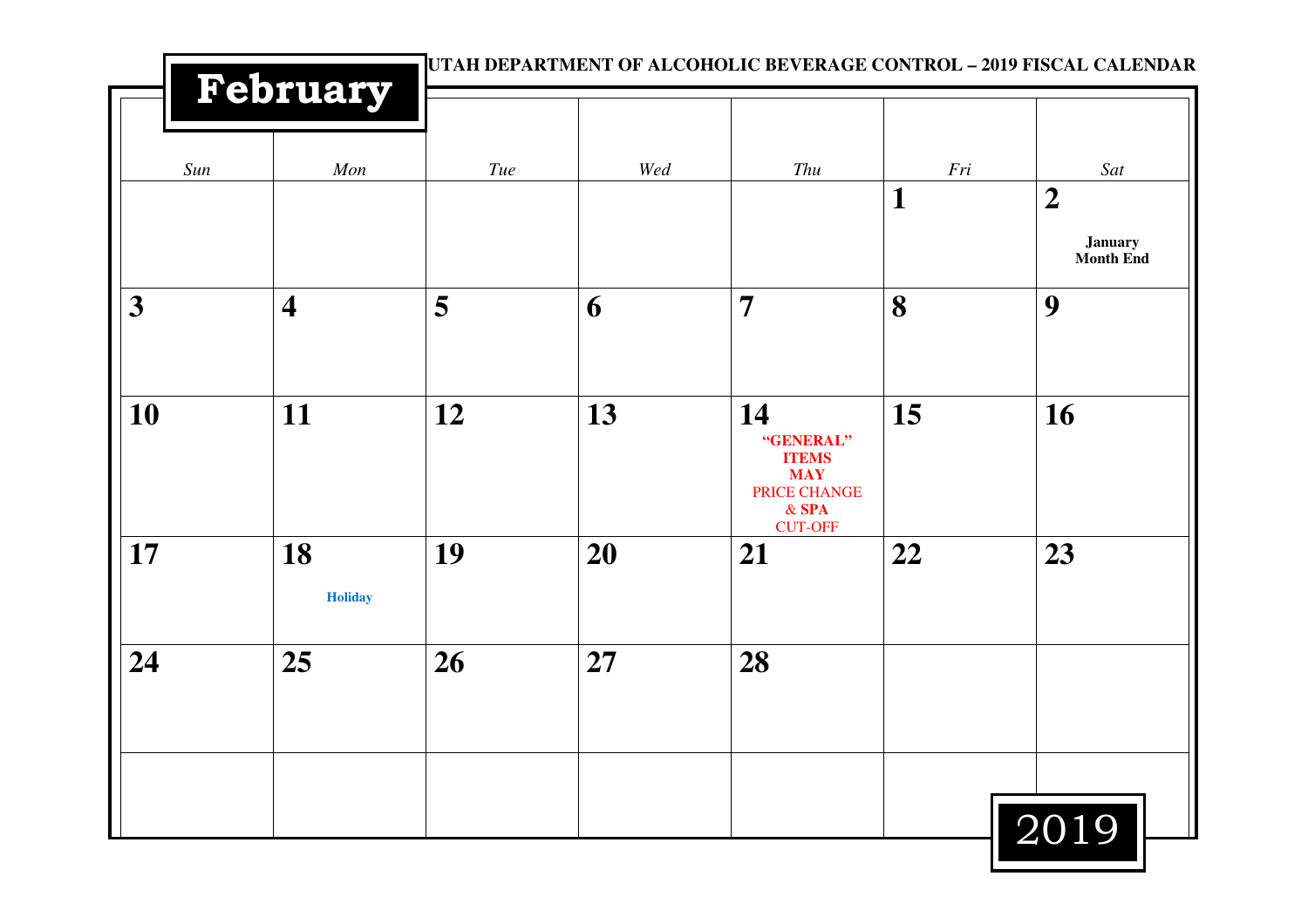# February

UTAH DEPARTMENT OF ALCOHOLIC BEVERAGE CONTROL – 2019 FISCAL CALENDAR

| *Sun* | *Mon* | *Tue* | *Wed* | *Thu* | *Fri* | *Sat* |
|---|---|---|---|---|---|---|
| | | | | | **1** | **2** **January Month End** |
| **3** | **4** | **5** | **6** | **7** | **8** | **9** |
| **10** | **11** | **12** | **13** | **14** **"GENERAL" ITEMS MAY** PRICE CHANGE & **SPA** CUT-OFF | **15** | **16** |
| **17** | **18** **Holiday** | **19** | **20** | **21** | **22** | **23** |
| **24** | **25** | **26** | **27** | **28** | | |
| | | | | | | |

2019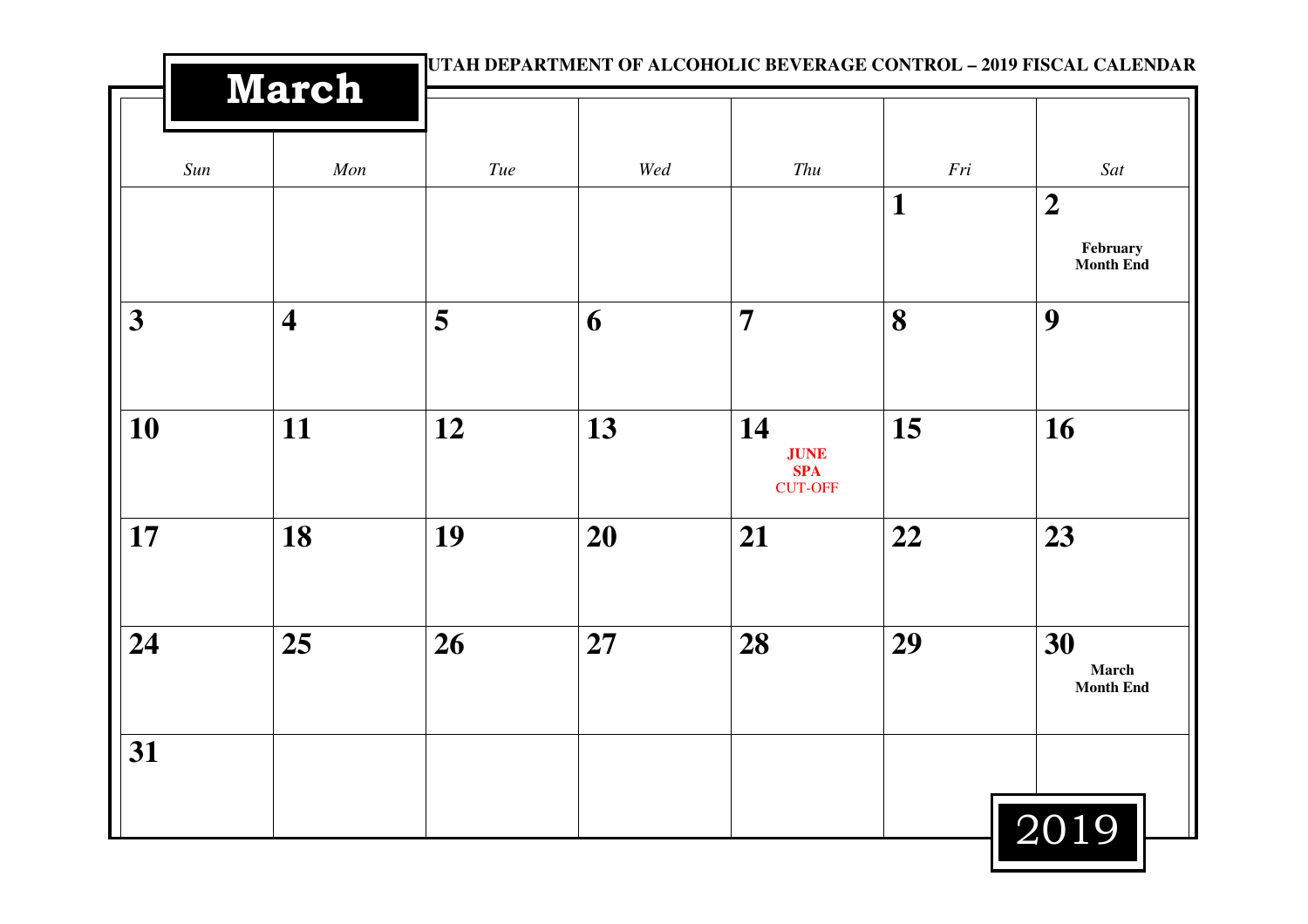# March

**UTAH DEPARTMENT OF ALCOHOLIC BEVERAGE CONTROL – 2019 FISCAL CALENDAR**

| *Sun* | *Mon* | *Tue* | *Wed* | *Thu* | *Fri* | *Sat* |
|---|---|---|---|---|---|---|
| | | | | | **1** | **2** **February Month End** |
| **3** | **4** | **5** | **6** | **7** | **8** | **9** |
| **10** | **11** | **12** | **13** | **14** **JUNE SPA** CUT-OFF | **15** | **16** |
| **17** | **18** | **19** | **20** | **21** | **22** | **23** |
| **24** | **25** | **26** | **27** | **28** | **29** | **30** **March Month End** |
| **31** | | | | | | |

2019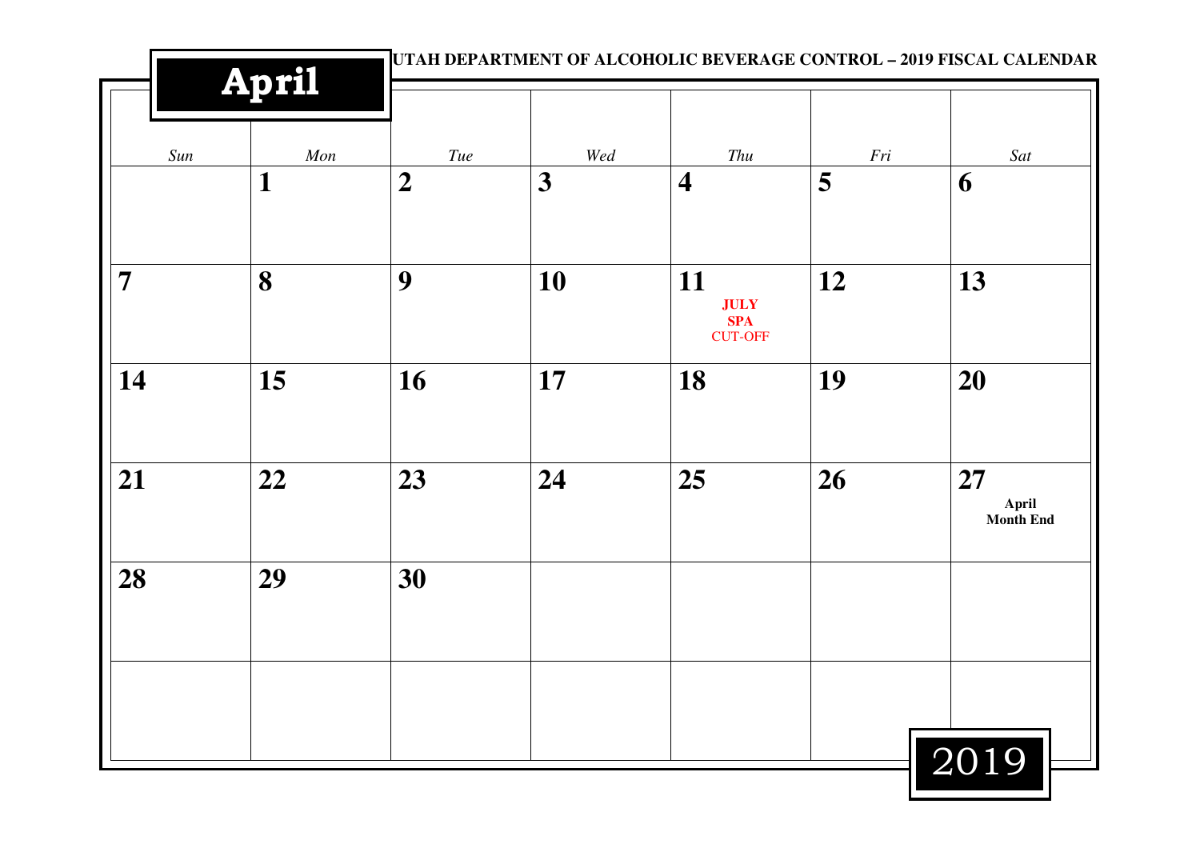**UTAH DEPARTMENT OF ALCOHOLIC BEVERAGE CONTROL – 2019 FISCAL CALENDAR**

# April

| *Sun* | *Mon* | *Tue* | *Wed* | *Thu* | *Fri* | *Sat* |
|---|---|---|---|---|---|---|
| | **1** | **2** | **3** | **4** | **5** | **6** |
| **7** | **8** | **9** | **10** | **11** **JULY SPA** CUT-OFF | **12** | **13** |
| **14** | **15** | **16** | **17** | **18** | **19** | **20** |
| **21** | **22** | **23** | **24** | **25** | **26** | **27** **April Month End** |
| **28** | **29** | **30** | | | | |
| | | | | | | |

2019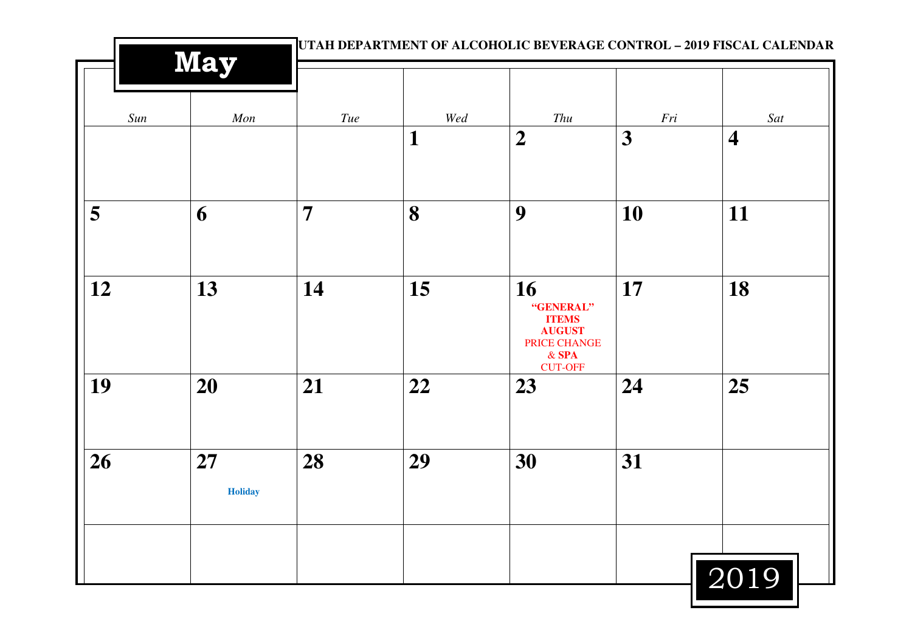UTAH DEPARTMENT OF ALCOHOLIC BEVERAGE CONTROL – 2019 FISCAL CALENDAR

# May

| Sun | Mon | Tue | Wed | Thu | Fri | Sat |
|---|---|---|---|---|---|---|
| | | | **1** | **2** | **3** | **4** |
| **5** | **6** | **7** | **8** | **9** | **10** | **11** |
| **12** | **13** | **14** | **15** | **16** **“GENERAL” ITEMS AUGUST** PRICE CHANGE & **SPA** CUT-OFF | **17** | **18** |
| **19** | **20** | **21** | **22** | **23** | **24** | **25** |
| **26** | **27** **Holiday** | **28** | **29** | **30** | **31** | |
| | | | | | | |

2019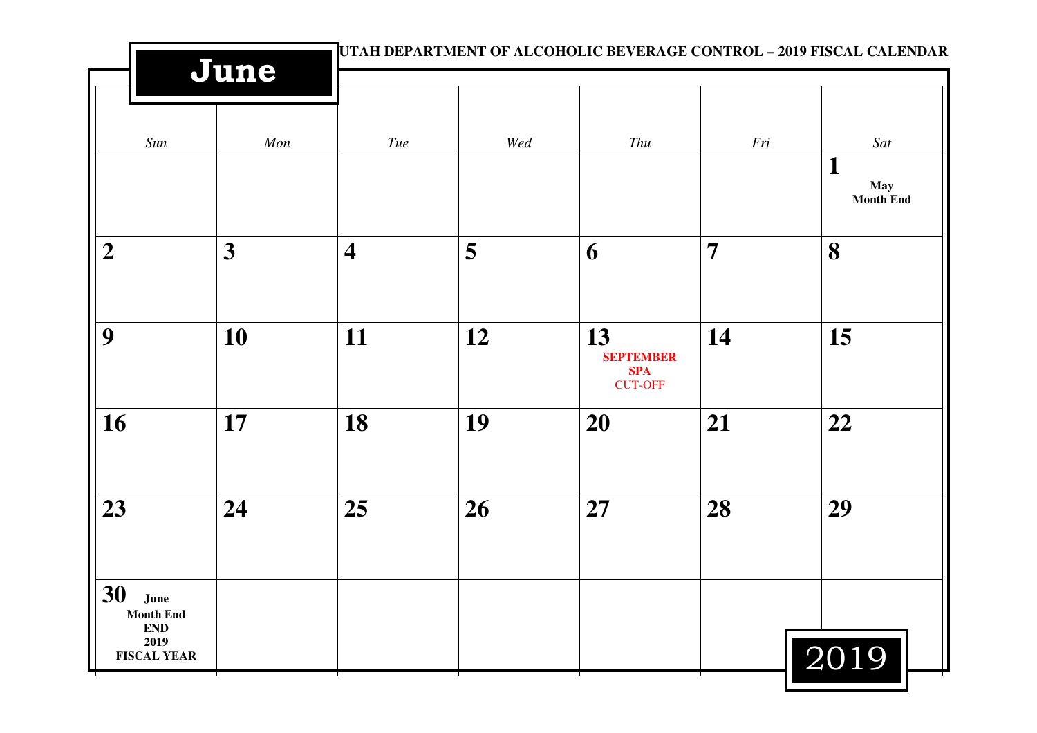# June

UTAH DEPARTMENT OF ALCOHOLIC BEVERAGE CONTROL – 2019 FISCAL CALENDAR

| Sun | Mon | Tue | Wed | Thu | Fri | Sat |
|---|---|---|---|---|---|---|
| | | | | | | **1** May Month End |
| **2** | **3** | **4** | **5** | **6** | **7** | **8** |
| **9** | **10** | **11** | **12** | **13** SEPTEMBER SPA CUT-OFF | **14** | **15** |
| **16** | **17** | **18** | **19** | **20** | **21** | **22** |
| **23** | **24** | **25** | **26** | **27** | **28** | **29** |
| **30** June Month End END 2019 FISCAL YEAR | | | | | | |

2019